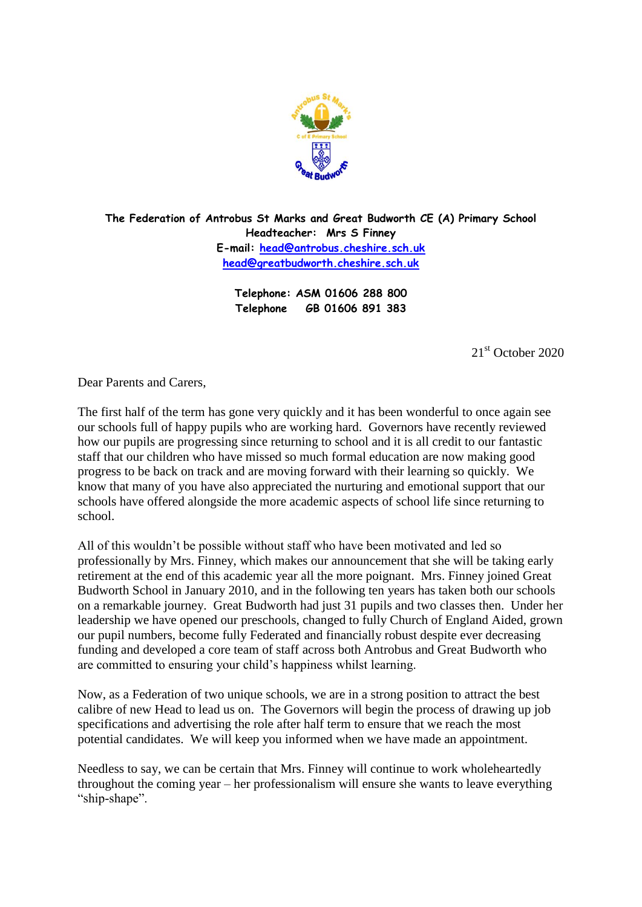**The Federation of Antrobus St Marks and Great Budworth CE (A) Primary School**
**Headteacher: Mrs S Finney**
**E-mail: head@antrobus.cheshire.sch.uk**
**head@greatbudworth.cheshire.sch.uk**

**Telephone: ASM 01606 288 800**
**Telephone GB 01606 891 383**

21st October 2020

Dear Parents and Carers,

The first half of the term has gone very quickly and it has been wonderful to once again see our schools full of happy pupils who are working hard. Governors have recently reviewed how our pupils are progressing since returning to school and it is all credit to our fantastic staff that our children who have missed so much formal education are now making good progress to be back on track and are moving forward with their learning so quickly. We know that many of you have also appreciated the nurturing and emotional support that our schools have offered alongside the more academic aspects of school life since returning to school.

All of this wouldn't be possible without staff who have been motivated and led so professionally by Mrs. Finney, which makes our announcement that she will be taking early retirement at the end of this academic year all the more poignant. Mrs. Finney joined Great Budworth School in January 2010, and in the following ten years has taken both our schools on a remarkable journey. Great Budworth had just 31 pupils and two classes then. Under her leadership we have opened our preschools, changed to fully Church of England Aided, grown our pupil numbers, become fully Federated and financially robust despite ever decreasing funding and developed a core team of staff across both Antrobus and Great Budworth who are committed to ensuring your child's happiness whilst learning.

Now, as a Federation of two unique schools, we are in a strong position to attract the best calibre of new Head to lead us on. The Governors will begin the process of drawing up job specifications and advertising the role after half term to ensure that we reach the most potential candidates. We will keep you informed when we have made an appointment.

Needless to say, we can be certain that Mrs. Finney will continue to work wholeheartedly throughout the coming year – her professionalism will ensure she wants to leave everything "ship-shape".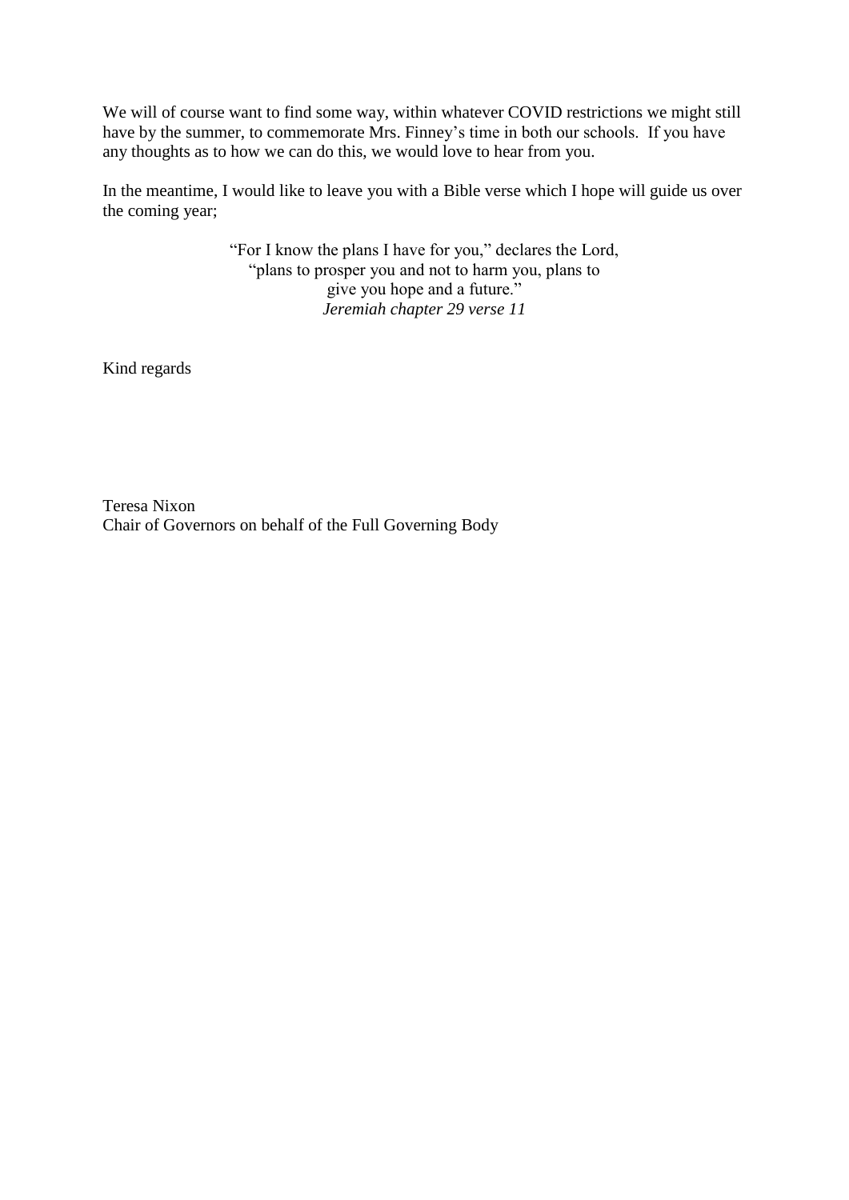We will of course want to find some way, within whatever COVID restrictions we might still have by the summer, to commemorate Mrs. Finney's time in both our schools. If you have any thoughts as to how we can do this, we would love to hear from you.

In the meantime, I would like to leave you with a Bible verse which I hope will guide us over the coming year;

"For I know the plans I have for you," declares the Lord,
"plans to prosper you and not to harm you, plans to
give you hope and a future."
*Jeremiah chapter 29 verse 11*

Kind regards

Teresa Nixon
Chair of Governors on behalf of the Full Governing Body